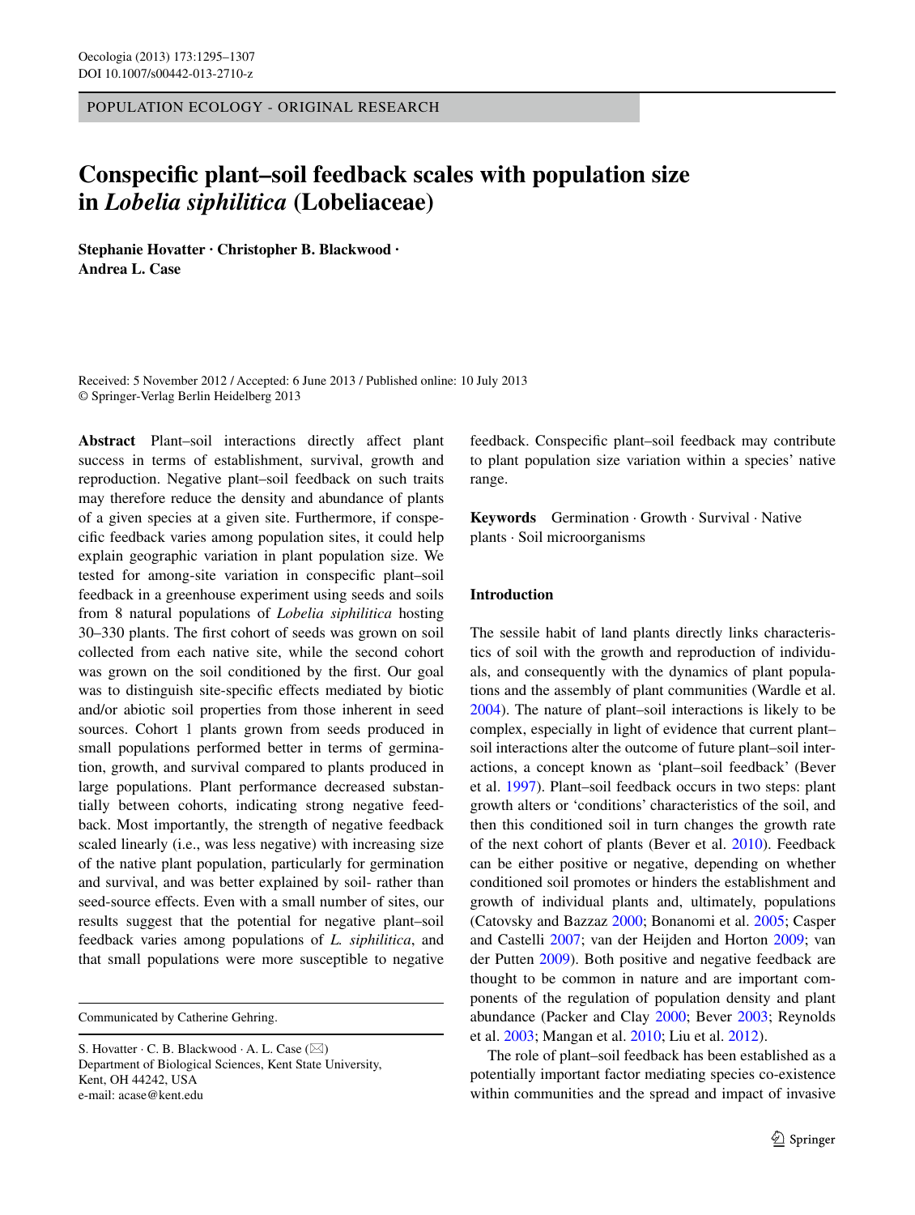POPULATION ECOLOGY - ORIGINAL RESEARCH

# Conspecific plant–soil feedback scales with population size in *Lobelia siphilitica* (Lobeliaceae)

**Stephanie Hovatter · Christopher B. Blackwood · Andrea L. Case**

Received: 5 November 2012 / Accepted: 6 June 2013 / Published online: 10 July 2013
© Springer-Verlag Berlin Heidelberg 2013

**Abstract** Plant–soil interactions directly affect plant success in terms of establishment, survival, growth and reproduction. Negative plant–soil feedback on such traits may therefore reduce the density and abundance of plants of a given species at a given site. Furthermore, if conspecific feedback varies among population sites, it could help explain geographic variation in plant population size. We tested for among-site variation in conspecific plant–soil feedback in a greenhouse experiment using seeds and soils from 8 natural populations of *Lobelia siphilitica* hosting 30–330 plants. The first cohort of seeds was grown on soil collected from each native site, while the second cohort was grown on the soil conditioned by the first. Our goal was to distinguish site-specific effects mediated by biotic and/or abiotic soil properties from those inherent in seed sources. Cohort 1 plants grown from seeds produced in small populations performed better in terms of germination, growth, and survival compared to plants produced in large populations. Plant performance decreased substantially between cohorts, indicating strong negative feedback. Most importantly, the strength of negative feedback scaled linearly (i.e., was less negative) with increasing size of the native plant population, particularly for germination and survival, and was better explained by soil- rather than seed-source effects. Even with a small number of sites, our results suggest that the potential for negative plant–soil feedback varies among populations of *L. siphilitica*, and that small populations were more susceptible to negative feedback. Conspecific plant–soil feedback may contribute to plant population size variation within a species' native range.

**Keywords** Germination · Growth · Survival · Native plants · Soil microorganisms

Communicated by Catherine Gehring.

S. Hovatter · C. B. Blackwood · A. L. Case (✉)
Department of Biological Sciences, Kent State University, Kent, OH 44242, USA
e-mail: acase@kent.edu

## Introduction

The sessile habit of land plants directly links characteristics of soil with the growth and reproduction of individuals, and consequently with the dynamics of plant populations and the assembly of plant communities (Wardle et al. 2004). The nature of plant–soil interactions is likely to be complex, especially in light of evidence that current plant–soil interactions alter the outcome of future plant–soil interactions, a concept known as 'plant–soil feedback' (Bever et al. 1997). Plant–soil feedback occurs in two steps: plant growth alters or 'conditions' characteristics of the soil, and then this conditioned soil in turn changes the growth rate of the next cohort of plants (Bever et al. 2010). Feedback can be either positive or negative, depending on whether conditioned soil promotes or hinders the establishment and growth of individual plants and, ultimately, populations (Catovsky and Bazzaz 2000; Bonanomi et al. 2005; Casper and Castelli 2007; van der Heijden and Horton 2009; van der Putten 2009). Both positive and negative feedback are thought to be common in nature and are important components of the regulation of population density and plant abundance (Packer and Clay 2000; Bever 2003; Reynolds et al. 2003; Mangan et al. 2010; Liu et al. 2012).

The role of plant–soil feedback has been established as a potentially important factor mediating species co-existence within communities and the spread and impact of invasive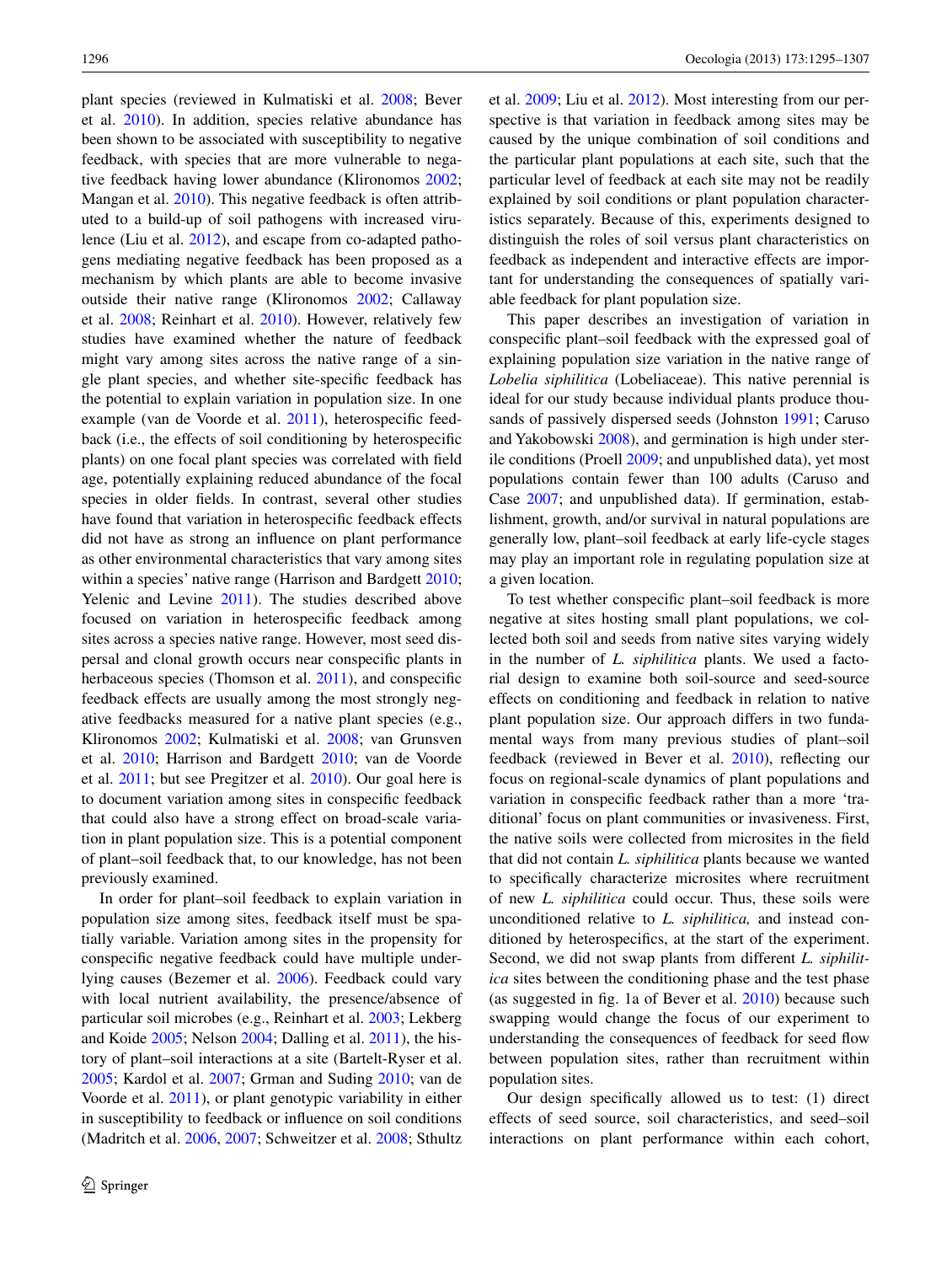plant species (reviewed in Kulmatiski et al. 2008; Bever et al. 2010). In addition, species relative abundance has been shown to be associated with susceptibility to negative feedback, with species that are more vulnerable to negative feedback having lower abundance (Klironomos 2002; Mangan et al. 2010). This negative feedback is often attributed to a build-up of soil pathogens with increased virulence (Liu et al. 2012), and escape from co-adapted pathogens mediating negative feedback has been proposed as a mechanism by which plants are able to become invasive outside their native range (Klironomos 2002; Callaway et al. 2008; Reinhart et al. 2010). However, relatively few studies have examined whether the nature of feedback might vary among sites across the native range of a single plant species, and whether site-specific feedback has the potential to explain variation in population size. In one example (van de Voorde et al. 2011), heterospecific feedback (i.e., the effects of soil conditioning by heterospecific plants) on one focal plant species was correlated with field age, potentially explaining reduced abundance of the focal species in older fields. In contrast, several other studies have found that variation in heterospecific feedback effects did not have as strong an influence on plant performance as other environmental characteristics that vary among sites within a species' native range (Harrison and Bardgett 2010; Yelenic and Levine 2011). The studies described above focused on variation in heterospecific feedback among sites across a species native range. However, most seed dispersal and clonal growth occurs near conspecific plants in herbaceous species (Thomson et al. 2011), and conspecific feedback effects are usually among the most strongly negative feedbacks measured for a native plant species (e.g., Klironomos 2002; Kulmatiski et al. 2008; van Grunsven et al. 2010; Harrison and Bardgett 2010; van de Voorde et al. 2011; but see Pregitzer et al. 2010). Our goal here is to document variation among sites in conspecific feedback that could also have a strong effect on broad-scale variation in plant population size. This is a potential component of plant–soil feedback that, to our knowledge, has not been previously examined.

In order for plant–soil feedback to explain variation in population size among sites, feedback itself must be spatially variable. Variation among sites in the propensity for conspecific negative feedback could have multiple underlying causes (Bezemer et al. 2006). Feedback could vary with local nutrient availability, the presence/absence of particular soil microbes (e.g., Reinhart et al. 2003; Lekberg and Koide 2005; Nelson 2004; Dalling et al. 2011), the history of plant–soil interactions at a site (Bartelt-Ryser et al. 2005; Kardol et al. 2007; Grman and Suding 2010; van de Voorde et al. 2011), or plant genotypic variability in either in susceptibility to feedback or influence on soil conditions (Madritch et al. 2006, 2007; Schweitzer et al. 2008; Sthultz et al. 2009; Liu et al. 2012). Most interesting from our perspective is that variation in feedback among sites may be caused by the unique combination of soil conditions and the particular plant populations at each site, such that the particular level of feedback at each site may not be readily explained by soil conditions or plant population characteristics separately. Because of this, experiments designed to distinguish the roles of soil versus plant characteristics on feedback as independent and interactive effects are important for understanding the consequences of spatially variable feedback for plant population size.

This paper describes an investigation of variation in conspecific plant–soil feedback with the expressed goal of explaining population size variation in the native range of *Lobelia siphilitica* (Lobeliaceae). This native perennial is ideal for our study because individual plants produce thousands of passively dispersed seeds (Johnston 1991; Caruso and Yakobowski 2008), and germination is high under sterile conditions (Proell 2009; and unpublished data), yet most populations contain fewer than 100 adults (Caruso and Case 2007; and unpublished data). If germination, establishment, growth, and/or survival in natural populations are generally low, plant–soil feedback at early life-cycle stages may play an important role in regulating population size at a given location.

To test whether conspecific plant–soil feedback is more negative at sites hosting small plant populations, we collected both soil and seeds from native sites varying widely in the number of *L. siphilitica* plants. We used a factorial design to examine both soil-source and seed-source effects on conditioning and feedback in relation to native plant population size. Our approach differs in two fundamental ways from many previous studies of plant–soil feedback (reviewed in Bever et al. 2010), reflecting our focus on regional-scale dynamics of plant populations and variation in conspecific feedback rather than a more 'traditional' focus on plant communities or invasiveness. First, the native soils were collected from microsites in the field that did not contain *L. siphilitica* plants because we wanted to specifically characterize microsites where recruitment of new *L. siphilitica* could occur. Thus, these soils were unconditioned relative to *L. siphilitica,* and instead conditioned by heterospecifics, at the start of the experiment. Second, we did not swap plants from different *L. siphilitica* sites between the conditioning phase and the test phase (as suggested in fig. 1a of Bever et al. 2010) because such swapping would change the focus of our experiment to understanding the consequences of feedback for seed flow between population sites, rather than recruitment within population sites.

Our design specifically allowed us to test: (1) direct effects of seed source, soil characteristics, and seed–soil interactions on plant performance within each cohort,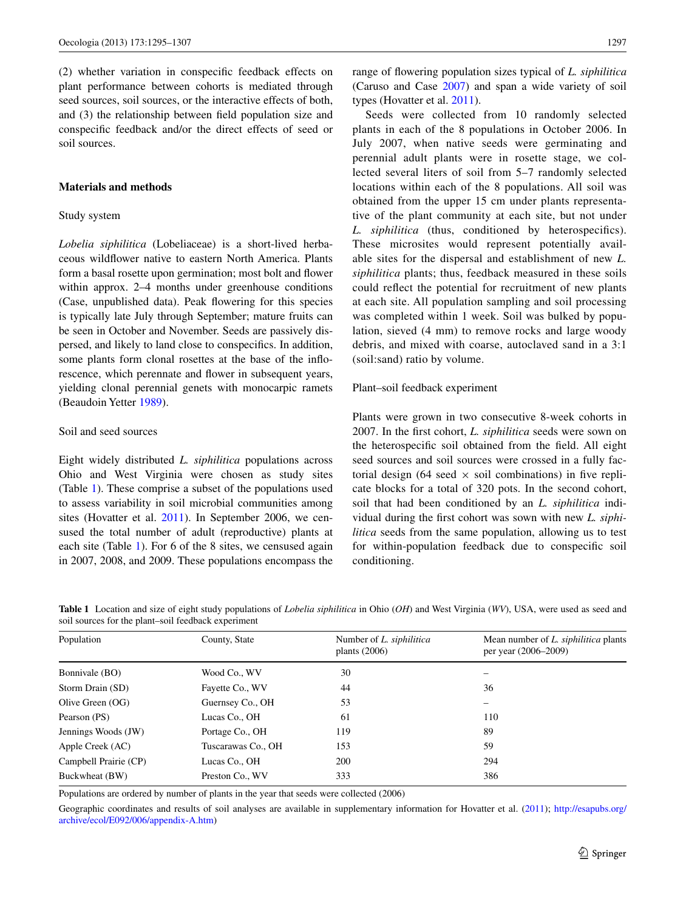(2) whether variation in conspecific feedback effects on plant performance between cohorts is mediated through seed sources, soil sources, or the interactive effects of both, and (3) the relationship between field population size and conspecific feedback and/or the direct effects of seed or soil sources.

## Materials and methods

### Study system

*Lobelia siphilitica* (Lobeliaceae) is a short-lived herbaceous wildflower native to eastern North America. Plants form a basal rosette upon germination; most bolt and flower within approx. 2–4 months under greenhouse conditions (Case, unpublished data). Peak flowering for this species is typically late July through September; mature fruits can be seen in October and November. Seeds are passively dispersed, and likely to land close to conspecifics. In addition, some plants form clonal rosettes at the base of the inflorescence, which perennate and flower in subsequent years, yielding clonal perennial genets with monocarpic ramets (Beaudoin Yetter 1989).

### Soil and seed sources

Eight widely distributed *L. siphilitica* populations across Ohio and West Virginia were chosen as study sites (Table 1). These comprise a subset of the populations used to assess variability in soil microbial communities among sites (Hovatter et al. 2011). In September 2006, we censused the total number of adult (reproductive) plants at each site (Table 1). For 6 of the 8 sites, we censused again in 2007, 2008, and 2009. These populations encompass the range of flowering population sizes typical of *L. siphilitica* (Caruso and Case 2007) and span a wide variety of soil types (Hovatter et al. 2011).

Seeds were collected from 10 randomly selected plants in each of the 8 populations in October 2006. In July 2007, when native seeds were germinating and perennial adult plants were in rosette stage, we collected several liters of soil from 5–7 randomly selected locations within each of the 8 populations. All soil was obtained from the upper 15 cm under plants representative of the plant community at each site, but not under *L. siphilitica* (thus, conditioned by heterospecifics). These microsites would represent potentially available sites for the dispersal and establishment of new *L. siphilitica* plants; thus, feedback measured in these soils could reflect the potential for recruitment of new plants at each site. All population sampling and soil processing was completed within 1 week. Soil was bulked by population, sieved (4 mm) to remove rocks and large woody debris, and mixed with coarse, autoclaved sand in a 3:1 (soil:sand) ratio by volume.

### Plant–soil feedback experiment

Plants were grown in two consecutive 8-week cohorts in 2007. In the first cohort, *L. siphilitica* seeds were sown on the heterospecific soil obtained from the field. All eight seed sources and soil sources were crossed in a fully factorial design (64 seed × soil combinations) in five replicate blocks for a total of 320 pots. In the second cohort, soil that had been conditioned by an *L. siphilitica* individual during the first cohort was sown with new *L. siphilitica* seeds from the same population, allowing us to test for within-population feedback due to conspecific soil conditioning.

**Table 1** Location and size of eight study populations of *Lobelia siphilitica* in Ohio (*OH*) and West Virginia (*WV*), USA, were used as seed and soil sources for the plant–soil feedback experiment

| Population | County, State | Number of *L. siphilitica* plants (2006) | Mean number of *L. siphilitica* plants per year (2006–2009) |
|---|---|---|---|
| Bonnivale (BO) | Wood Co., WV | 30 | – |
| Storm Drain (SD) | Fayette Co., WV | 44 | 36 |
| Olive Green (OG) | Guernsey Co., OH | 53 | – |
| Pearson (PS) | Lucas Co., OH | 61 | 110 |
| Jennings Woods (JW) | Portage Co., OH | 119 | 89 |
| Apple Creek (AC) | Tuscarawas Co., OH | 153 | 59 |
| Campbell Prairie (CP) | Lucas Co., OH | 200 | 294 |
| Buckwheat (BW) | Preston Co., WV | 333 | 386 |

Populations are ordered by number of plants in the year that seeds were collected (2006)

Geographic coordinates and results of soil analyses are available in supplementary information for Hovatter et al. (2011); http://esapubs.org/archive/ecol/E092/006/appendix-A.htm)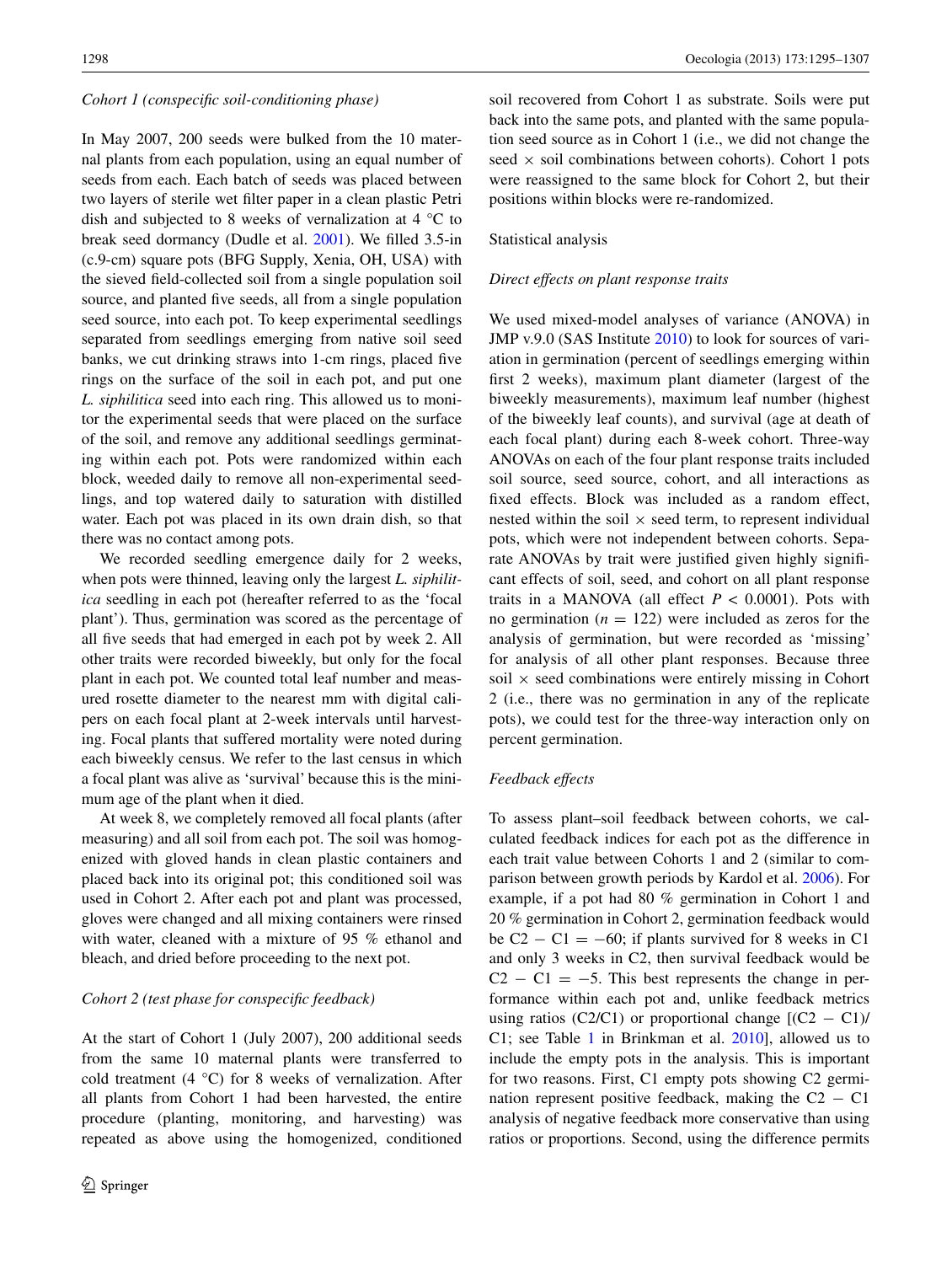*Cohort 1 (conspecific soil-conditioning phase)*

In May 2007, 200 seeds were bulked from the 10 maternal plants from each population, using an equal number of seeds from each. Each batch of seeds was placed between two layers of sterile wet filter paper in a clean plastic Petri dish and subjected to 8 weeks of vernalization at 4 °C to break seed dormancy (Dudle et al. 2001). We filled 3.5-in (c.9-cm) square pots (BFG Supply, Xenia, OH, USA) with the sieved field-collected soil from a single population soil source, and planted five seeds, all from a single population seed source, into each pot. To keep experimental seedlings separated from seedlings emerging from native soil seed banks, we cut drinking straws into 1-cm rings, placed five rings on the surface of the soil in each pot, and put one *L. siphilitica* seed into each ring. This allowed us to monitor the experimental seeds that were placed on the surface of the soil, and remove any additional seedlings germinating within each pot. Pots were randomized within each block, weeded daily to remove all non-experimental seedlings, and top watered daily to saturation with distilled water. Each pot was placed in its own drain dish, so that there was no contact among pots.

We recorded seedling emergence daily for 2 weeks, when pots were thinned, leaving only the largest *L. siphilitica* seedling in each pot (hereafter referred to as the 'focal plant'). Thus, germination was scored as the percentage of all five seeds that had emerged in each pot by week 2. All other traits were recorded biweekly, but only for the focal plant in each pot. We counted total leaf number and measured rosette diameter to the nearest mm with digital calipers on each focal plant at 2-week intervals until harvesting. Focal plants that suffered mortality were noted during each biweekly census. We refer to the last census in which a focal plant was alive as 'survival' because this is the minimum age of the plant when it died.

At week 8, we completely removed all focal plants (after measuring) and all soil from each pot. The soil was homogenized with gloved hands in clean plastic containers and placed back into its original pot; this conditioned soil was used in Cohort 2. After each pot and plant was processed, gloves were changed and all mixing containers were rinsed with water, cleaned with a mixture of 95 % ethanol and bleach, and dried before proceeding to the next pot.

*Cohort 2 (test phase for conspecific feedback)*

At the start of Cohort 1 (July 2007), 200 additional seeds from the same 10 maternal plants were transferred to cold treatment (4 °C) for 8 weeks of vernalization. After all plants from Cohort 1 had been harvested, the entire procedure (planting, monitoring, and harvesting) was repeated as above using the homogenized, conditioned soil recovered from Cohort 1 as substrate. Soils were put back into the same pots, and planted with the same population seed source as in Cohort 1 (i.e., we did not change the seed × soil combinations between cohorts). Cohort 1 pots were reassigned to the same block for Cohort 2, but their positions within blocks were re-randomized.

Statistical analysis

*Direct effects on plant response traits*

We used mixed-model analyses of variance (ANOVA) in JMP v.9.0 (SAS Institute 2010) to look for sources of variation in germination (percent of seedlings emerging within first 2 weeks), maximum plant diameter (largest of the biweekly measurements), maximum leaf number (highest of the biweekly leaf counts), and survival (age at death of each focal plant) during each 8-week cohort. Three-way ANOVAs on each of the four plant response traits included soil source, seed source, cohort, and all interactions as fixed effects. Block was included as a random effect, nested within the soil × seed term, to represent individual pots, which were not independent between cohorts. Separate ANOVAs by trait were justified given highly significant effects of soil, seed, and cohort on all plant response traits in a MANOVA (all effect $P < 0.0001$). Pots with no germination ($n = 122$) were included as zeros for the analysis of germination, but were recorded as 'missing' for analysis of all other plant responses. Because three soil × seed combinations were entirely missing in Cohort 2 (i.e., there was no germination in any of the replicate pots), we could test for the three-way interaction only on percent germination.

*Feedback effects*

To assess plant–soil feedback between cohorts, we calculated feedback indices for each pot as the difference in each trait value between Cohorts 1 and 2 (similar to comparison between growth periods by Kardol et al. 2006). For example, if a pot had 80 % germination in Cohort 1 and 20 % germination in Cohort 2, germination feedback would be $C2 - C1 = -60$; if plants survived for 8 weeks in C1 and only 3 weeks in C2, then survival feedback would be $C2 - C1 = -5$. This best represents the change in performance within each pot and, unlike feedback metrics using ratios (C2/C1) or proportional change [$(C2 - C1)/C1$; see Table 1 in Brinkman et al. 2010], allowed us to include the empty pots in the analysis. This is important for two reasons. First, C1 empty pots showing C2 germination represent positive feedback, making the $C2 - C1$ analysis of negative feedback more conservative than using ratios or proportions. Second, using the difference permits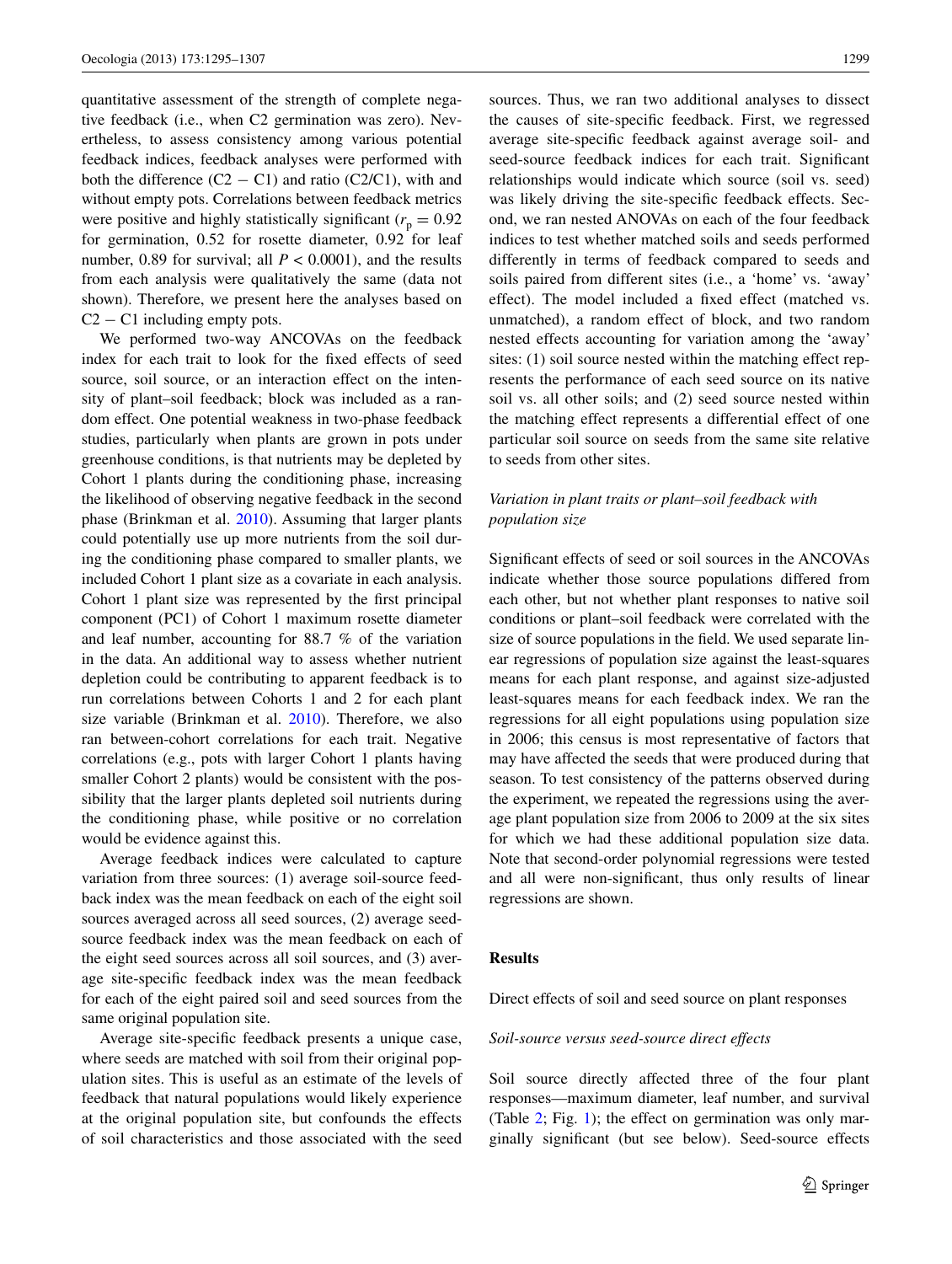quantitative assessment of the strength of complete negative feedback (i.e., when C2 germination was zero). Nevertheless, to assess consistency among various potential feedback indices, feedback analyses were performed with both the difference (C2 − C1) and ratio (C2/C1), with and without empty pots. Correlations between feedback metrics were positive and highly statistically significant ($r_p = 0.92$ for germination, 0.52 for rosette diameter, 0.92 for leaf number, 0.89 for survival; all $P < 0.0001$), and the results from each analysis were qualitatively the same (data not shown). Therefore, we present here the analyses based on C2 − C1 including empty pots.

We performed two-way ANCOVAs on the feedback index for each trait to look for the fixed effects of seed source, soil source, or an interaction effect on the intensity of plant–soil feedback; block was included as a random effect. One potential weakness in two-phase feedback studies, particularly when plants are grown in pots under greenhouse conditions, is that nutrients may be depleted by Cohort 1 plants during the conditioning phase, increasing the likelihood of observing negative feedback in the second phase (Brinkman et al. 2010). Assuming that larger plants could potentially use up more nutrients from the soil during the conditioning phase compared to smaller plants, we included Cohort 1 plant size as a covariate in each analysis. Cohort 1 plant size was represented by the first principal component (PC1) of Cohort 1 maximum rosette diameter and leaf number, accounting for 88.7 % of the variation in the data. An additional way to assess whether nutrient depletion could be contributing to apparent feedback is to run correlations between Cohorts 1 and 2 for each plant size variable (Brinkman et al. 2010). Therefore, we also ran between-cohort correlations for each trait. Negative correlations (e.g., pots with larger Cohort 1 plants having smaller Cohort 2 plants) would be consistent with the possibility that the larger plants depleted soil nutrients during the conditioning phase, while positive or no correlation would be evidence against this.

Average feedback indices were calculated to capture variation from three sources: (1) average soil-source feedback index was the mean feedback on each of the eight soil sources averaged across all seed sources, (2) average seed-source feedback index was the mean feedback on each of the eight seed sources across all soil sources, and (3) average site-specific feedback index was the mean feedback for each of the eight paired soil and seed sources from the same original population site.

Average site-specific feedback presents a unique case, where seeds are matched with soil from their original population sites. This is useful as an estimate of the levels of feedback that natural populations would likely experience at the original population site, but confounds the effects of soil characteristics and those associated with the seed sources. Thus, we ran two additional analyses to dissect the causes of site-specific feedback. First, we regressed average site-specific feedback against average soil- and seed-source feedback indices for each trait. Significant relationships would indicate which source (soil vs. seed) was likely driving the site-specific feedback effects. Second, we ran nested ANOVAs on each of the four feedback indices to test whether matched soils and seeds performed differently in terms of feedback compared to seeds and soils paired from different sites (i.e., a 'home' vs. 'away' effect). The model included a fixed effect (matched vs. unmatched), a random effect of block, and two random nested effects accounting for variation among the 'away' sites: (1) soil source nested within the matching effect represents the performance of each seed source on its native soil vs. all other soils; and (2) seed source nested within the matching effect represents a differential effect of one particular soil source on seeds from the same site relative to seeds from other sites.

### *Variation in plant traits or plant–soil feedback with population size*

Significant effects of seed or soil sources in the ANCOVAs indicate whether those source populations differed from each other, but not whether plant responses to native soil conditions or plant–soil feedback were correlated with the size of source populations in the field. We used separate linear regressions of population size against the least-squares means for each plant response, and against size-adjusted least-squares means for each feedback index. We ran the regressions for all eight populations using population size in 2006; this census is most representative of factors that may have affected the seeds that were produced during that season. To test consistency of the patterns observed during the experiment, we repeated the regressions using the average plant population size from 2006 to 2009 at the six sites for which we had these additional population size data. Note that second-order polynomial regressions were tested and all were non-significant, thus only results of linear regressions are shown.

## Results

### Direct effects of soil and seed source on plant responses

#### *Soil-source versus seed-source direct effects*

Soil source directly affected three of the four plant responses—maximum diameter, leaf number, and survival (Table 2; Fig. 1); the effect on germination was only marginally significant (but see below). Seed-source effects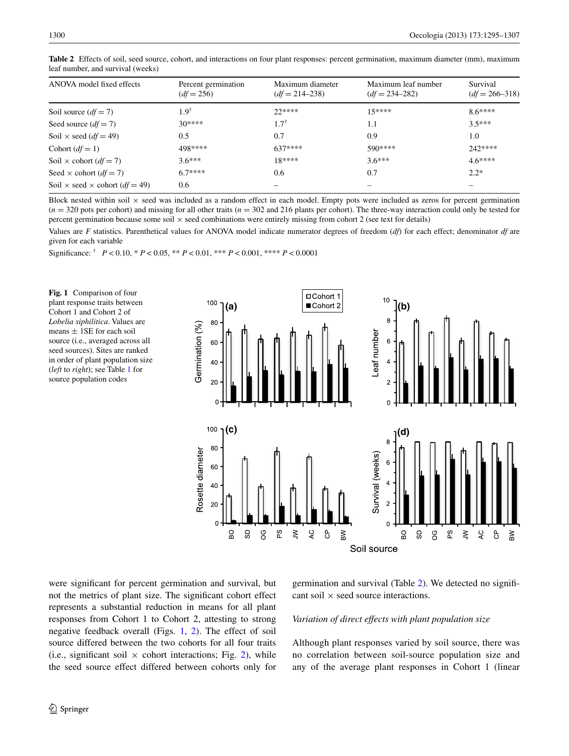**Table 2** Effects of soil, seed source, cohort, and interactions on four plant responses: percent germination, maximum diameter (mm), maximum leaf number, and survival (weeks)

| ANOVA model fixed effects | Percent germination ($df = 256$) | Maximum diameter ($df = 214–238$) | Maximum leaf number ($df = 234–282$) | Survival ($df = 266–318$) |
|---|---|---|---|---|
| Soil source ($df = 7$) | 1.9[†] | 22**** | 15**** | 8.6**** |
| Seed source ($df = 7$) | 30**** | 1.7[†] | 1.1 | 3.5*** |
| Soil × seed ($df = 49$) | 0.5 | 0.7 | 0.9 | 1.0 |
| Cohort ($df = 1$) | 498**** | 637**** | 590**** | 242**** |
| Soil × cohort ($df = 7$) | 3.6*** | 18**** | 3.6*** | 4.6**** |
| Seed × cohort ($df = 7$) | 6.7**** | 0.6 | 0.7 | 2.2* |
| Soil × seed × cohort ($df = 49$) | 0.6 | – | – | – |

Block nested within soil × seed was included as a random effect in each model. Empty pots were included as zeros for percent germination ($n = 320$ pots per cohort) and missing for all other traits ($n = 302$ and 216 plants per cohort). The three-way interaction could only be tested for percent germination because some soil × seed combinations were entirely missing from cohort 2 (see text for details)

Values are *F* statistics. Parenthetical values for ANOVA model indicate numerator degrees of freedom (*df*) for each effect; denominator *df* are given for each variable

Significance: [†] $P < 0.10$, * $P < 0.05$, ** $P < 0.01$, *** $P < 0.001$, **** $P < 0.0001$

**Fig. 1** Comparison of four plant response traits between Cohort 1 and Cohort 2 of *Lobelia siphilitica*. Values are means ± 1SE for each soil source (i.e., averaged across all seed sources). Sites are ranked in order of plant population size (*left* to *right*); see Table 1 for source population codes

were significant for percent germination and survival, but not the metrics of plant size. The significant cohort effect represents a substantial reduction in means for all plant responses from Cohort 1 to Cohort 2, attesting to strong negative feedback overall (Figs. 1, 2). The effect of soil source differed between the two cohorts for all four traits (i.e., significant soil × cohort interactions; Fig. 2), while the seed source effect differed between cohorts only for germination and survival (Table 2). We detected no significant soil × seed source interactions.

*Variation of direct effects with plant population size*

Although plant responses varied by soil source, there was no correlation between soil-source population size and any of the average plant responses in Cohort 1 (linear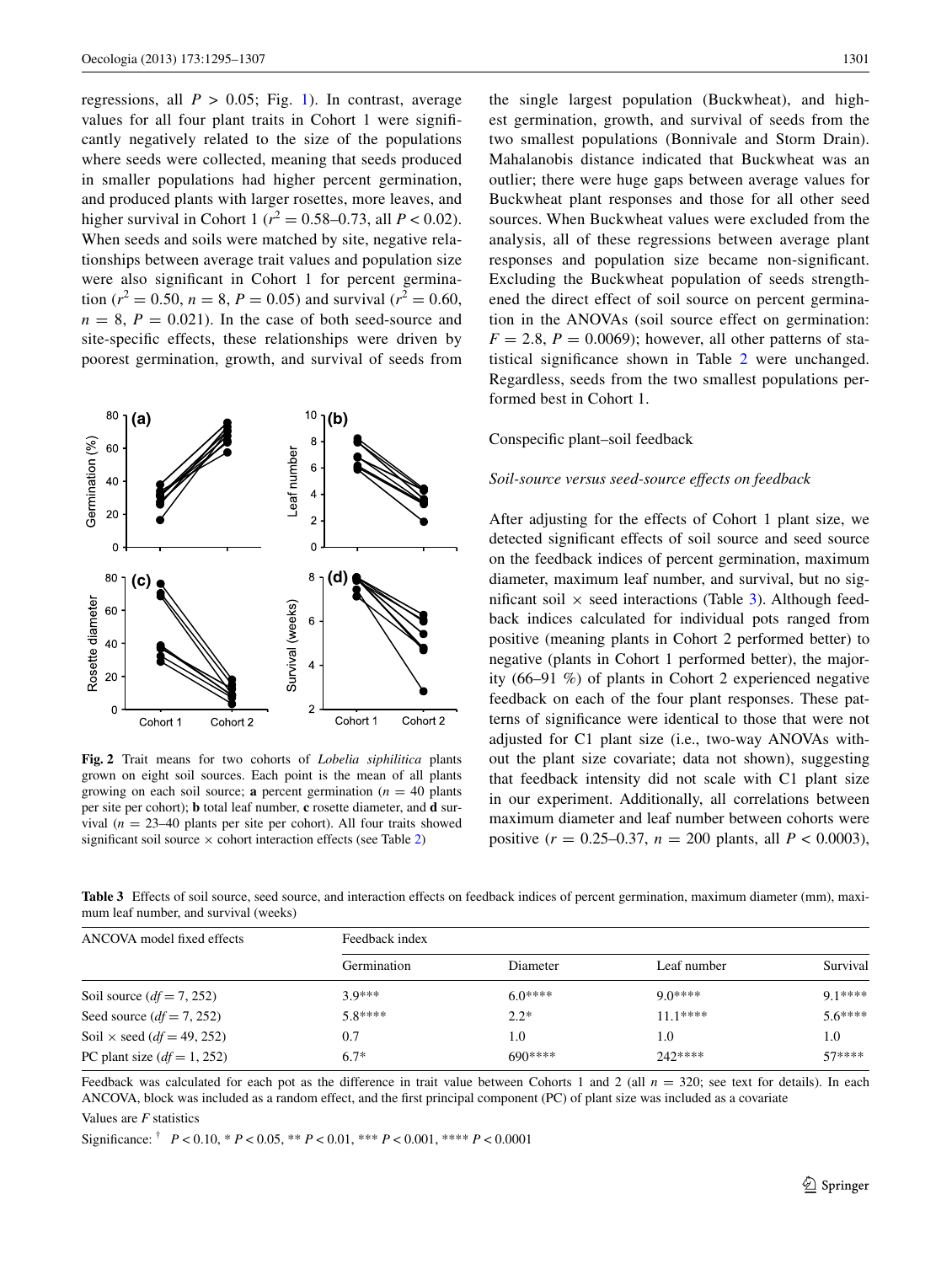regressions, all $P > 0.05$; Fig. 1). In contrast, average values for all four plant traits in Cohort 1 were significantly negatively related to the size of the populations where seeds were collected, meaning that seeds produced in smaller populations had higher percent germination, and produced plants with larger rosettes, more leaves, and higher survival in Cohort 1 ($r^2 = 0.58$–$0.73$, all $P < 0.02$). When seeds and soils were matched by site, negative relationships between average trait values and population size were also significant in Cohort 1 for percent germination ($r^2 = 0.50$, $n = 8$, $P = 0.05$) and survival ($r^2 = 0.60$, $n = 8$, $P = 0.021$). In the case of both seed-source and site-specific effects, these relationships were driven by poorest germination, growth, and survival of seeds from the single largest population (Buckwheat), and highest germination, growth, and survival of seeds from the two smallest populations (Bonnivale and Storm Drain). Mahalanobis distance indicated that Buckwheat was an outlier; there were huge gaps between average values for Buckwheat plant responses and those for all other seed sources. When Buckwheat values were excluded from the analysis, all of these regressions between average plant responses and population size became non-significant. Excluding the Buckwheat population of seeds strengthened the direct effect of soil source on percent germination in the ANOVAs (soil source effect on germination: $F = 2.8$, $P = 0.0069$); however, all other patterns of statistical significance shown in Table 2 were unchanged. Regardless, seeds from the two smallest populations performed best in Cohort 1.

**Fig. 2** Trait means for two cohorts of *Lobelia siphilitica* plants grown on eight soil sources. Each point is the mean of all plants growing on each soil source; **a** percent germination ($n = 40$ plants per site per cohort); **b** total leaf number, **c** rosette diameter, and **d** survival ($n = 23$–$40$ plants per site per cohort). All four traits showed significant soil source × cohort interaction effects (see Table 2)

## Conspecific plant–soil feedback

### *Soil-source versus seed-source effects on feedback*

After adjusting for the effects of Cohort 1 plant size, we detected significant effects of soil source and seed source on the feedback indices of percent germination, maximum diameter, maximum leaf number, and survival, but no significant soil × seed interactions (Table 3). Although feedback indices calculated for individual pots ranged from positive (meaning plants in Cohort 2 performed better) to negative (plants in Cohort 1 performed better), the majority (66–91 %) of plants in Cohort 2 experienced negative feedback on each of the four plant responses. These patterns of significance were identical to those that were not adjusted for C1 plant size (i.e., two-way ANOVAs without the plant size covariate; data not shown), suggesting that feedback intensity did not scale with C1 plant size in our experiment. Additionally, all correlations between maximum diameter and leaf number between cohorts were positive ($r = 0.25$–$0.37$, $n = 200$ plants, all $P < 0.0003$),

**Table 3** Effects of soil source, seed source, and interaction effects on feedback indices of percent germination, maximum diameter (mm), maximum leaf number, and survival (weeks)

| ANCOVA model fixed effects | Feedback index | | | |
|---|---|---|---|---|
| | Germination | Diameter | Leaf number | Survival |
| Soil source ($df = 7, 252$) | 3.9*** | 6.0**** | 9.0**** | 9.1**** |
| Seed source ($df = 7, 252$) | 5.8**** | 2.2* | 11.1**** | 5.6**** |
| Soil × seed ($df = 49, 252$) | 0.7 | 1.0 | 1.0 | 1.0 |
| PC plant size ($df = 1, 252$) | 6.7* | 690**** | 242**** | 57**** |

Feedback was calculated for each pot as the difference in trait value between Cohorts 1 and 2 (all $n = 320$; see text for details). In each ANCOVA, block was included as a random effect, and the first principal component (PC) of plant size was included as a covariate

Values are *F* statistics

Significance: † $P < 0.10$, * $P < 0.05$, ** $P < 0.01$, *** $P < 0.001$, **** $P < 0.0001$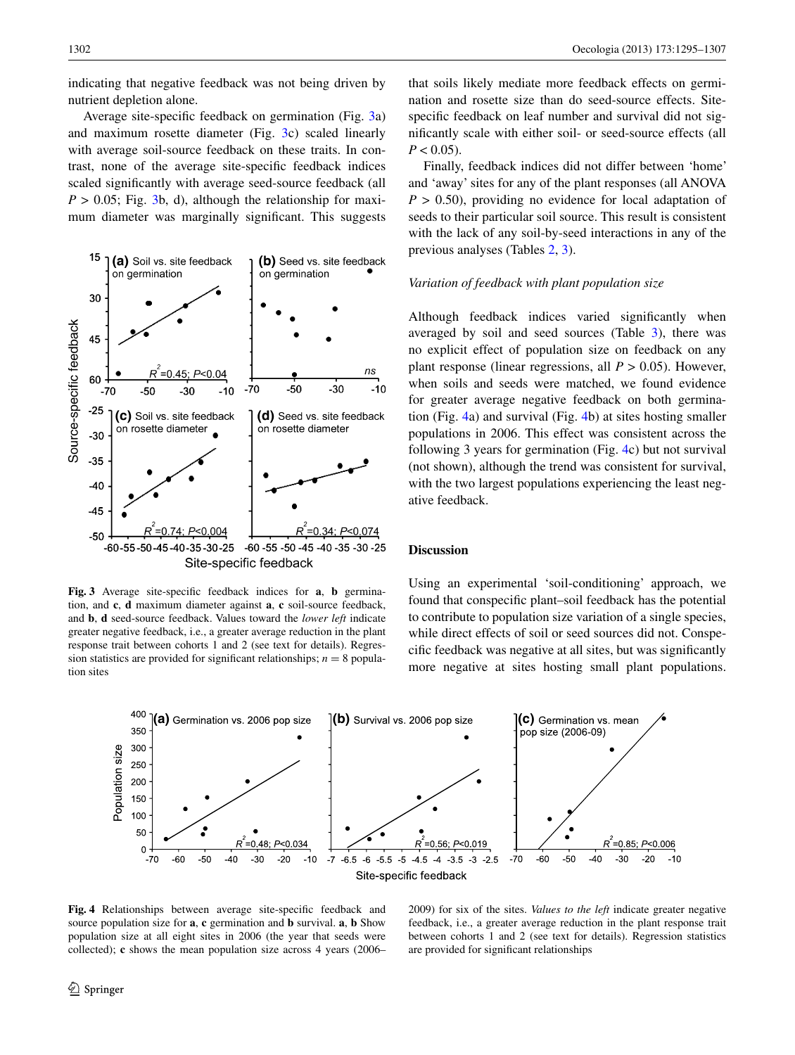indicating that negative feedback was not being driven by nutrient depletion alone.

Average site-specific feedback on germination (Fig. 3a) and maximum rosette diameter (Fig. 3c) scaled linearly with average soil-source feedback on these traits. In contrast, none of the average site-specific feedback indices scaled significantly with average seed-source feedback (all $P > 0.05$; Fig. 3b, d), although the relationship for maximum diameter was marginally significant. This suggests that soils likely mediate more feedback effects on germination and rosette size than do seed-source effects. Site-specific feedback on leaf number and survival did not significantly scale with either soil- or seed-source effects (all $P < 0.05$).

Finally, feedback indices did not differ between 'home' and 'away' sites for any of the plant responses (all ANOVA $P > 0.50$), providing no evidence for local adaptation of seeds to their particular soil source. This result is consistent with the lack of any soil-by-seed interactions in any of the previous analyses (Tables 2, 3).

*Variation of feedback with plant population size*

Although feedback indices varied significantly when averaged by soil and seed sources (Table 3), there was no explicit effect of population size on feedback on any plant response (linear regressions, all $P > 0.05$). However, when soils and seeds were matched, we found evidence for greater average negative feedback on both germination (Fig. 4a) and survival (Fig. 4b) at sites hosting smaller populations in 2006. This effect was consistent across the following 3 years for germination (Fig. 4c) but not survival (not shown), although the trend was consistent for survival, with the two largest populations experiencing the least negative feedback.

**Fig. 3** Average site-specific feedback indices for **a**, **b** germination, and **c**, **d** maximum diameter against **a**, **c** soil-source feedback, and **b**, **d** seed-source feedback. Values toward the *lower left* indicate greater negative feedback, i.e., a greater average reduction in the plant response trait between cohorts 1 and 2 (see text for details). Regression statistics are provided for significant relationships; $n = 8$ population sites

## Discussion

Using an experimental 'soil-conditioning' approach, we found that conspecific plant–soil feedback has the potential to contribute to population size variation of a single species, while direct effects of soil or seed sources did not. Conspecific feedback was negative at all sites, but was significantly more negative at sites hosting small plant populations.

**Fig. 4** Relationships between average site-specific feedback and source population size for **a**, **c** germination and **b** survival. **a**, **b** Show population size at all eight sites in 2006 (the year that seeds were collected); **c** shows the mean population size across 4 years (2006–2009) for six of the sites. *Values to the left* indicate greater negative feedback, i.e., a greater average reduction in the plant response trait between cohorts 1 and 2 (see text for details). Regression statistics are provided for significant relationships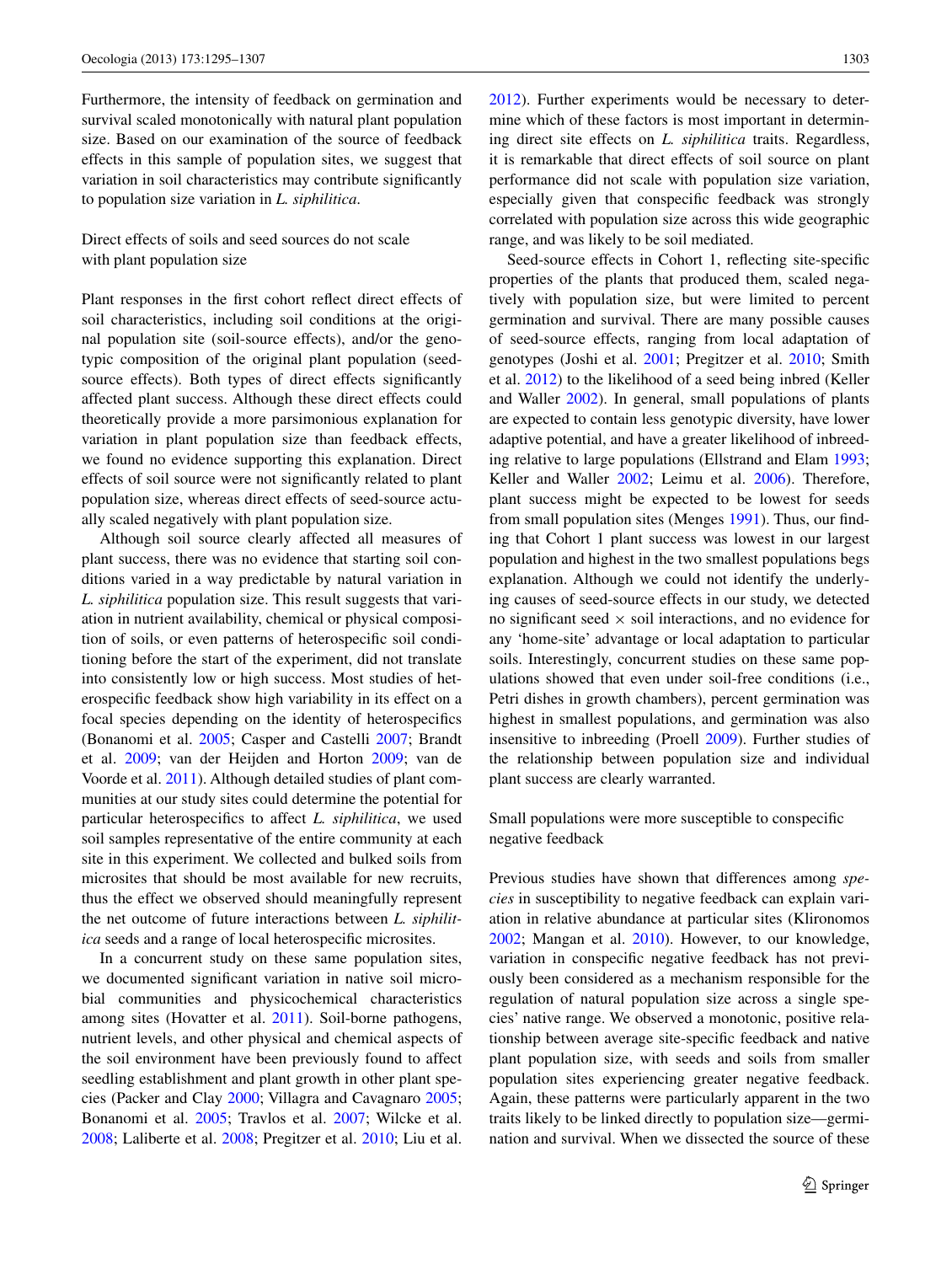Furthermore, the intensity of feedback on germination and survival scaled monotonically with natural plant population size. Based on our examination of the source of feedback effects in this sample of population sites, we suggest that variation in soil characteristics may contribute significantly to population size variation in *L. siphilitica*.

## Direct effects of soils and seed sources do not scale with plant population size

Plant responses in the first cohort reflect direct effects of soil characteristics, including soil conditions at the original population site (soil-source effects), and/or the genotypic composition of the original plant population (seed-source effects). Both types of direct effects significantly affected plant success. Although these direct effects could theoretically provide a more parsimonious explanation for variation in plant population size than feedback effects, we found no evidence supporting this explanation. Direct effects of soil source were not significantly related to plant population size, whereas direct effects of seed-source actually scaled negatively with plant population size.

Although soil source clearly affected all measures of plant success, there was no evidence that starting soil conditions varied in a way predictable by natural variation in *L. siphilitica* population size. This result suggests that variation in nutrient availability, chemical or physical composition of soils, or even patterns of heterospecific soil conditioning before the start of the experiment, did not translate into consistently low or high success. Most studies of heterospecific feedback show high variability in its effect on a focal species depending on the identity of heterospecifics (Bonanomi et al. 2005; Casper and Castelli 2007; Brandt et al. 2009; van der Heijden and Horton 2009; van de Voorde et al. 2011). Although detailed studies of plant communities at our study sites could determine the potential for particular heterospecifics to affect *L. siphilitica*, we used soil samples representative of the entire community at each site in this experiment. We collected and bulked soils from microsites that should be most available for new recruits, thus the effect we observed should meaningfully represent the net outcome of future interactions between *L. siphilitica* seeds and a range of local heterospecific microsites.

In a concurrent study on these same population sites, we documented significant variation in native soil microbial communities and physicochemical characteristics among sites (Hovatter et al. 2011). Soil-borne pathogens, nutrient levels, and other physical and chemical aspects of the soil environment have been previously found to affect seedling establishment and plant growth in other plant species (Packer and Clay 2000; Villagra and Cavagnaro 2005; Bonanomi et al. 2005; Travlos et al. 2007; Wilcke et al. 2008; Laliberte et al. 2008; Pregitzer et al. 2010; Liu et al. 2012). Further experiments would be necessary to determine which of these factors is most important in determining direct site effects on *L. siphilitica* traits. Regardless, it is remarkable that direct effects of soil source on plant performance did not scale with population size variation, especially given that conspecific feedback was strongly correlated with population size across this wide geographic range, and was likely to be soil mediated.

Seed-source effects in Cohort 1, reflecting site-specific properties of the plants that produced them, scaled negatively with population size, but were limited to percent germination and survival. There are many possible causes of seed-source effects, ranging from local adaptation of genotypes (Joshi et al. 2001; Pregitzer et al. 2010; Smith et al. 2012) to the likelihood of a seed being inbred (Keller and Waller 2002). In general, small populations of plants are expected to contain less genotypic diversity, have lower adaptive potential, and have a greater likelihood of inbreeding relative to large populations (Ellstrand and Elam 1993; Keller and Waller 2002; Leimu et al. 2006). Therefore, plant success might be expected to be lowest for seeds from small population sites (Menges 1991). Thus, our finding that Cohort 1 plant success was lowest in our largest population and highest in the two smallest populations begs explanation. Although we could not identify the underlying causes of seed-source effects in our study, we detected no significant seed × soil interactions, and no evidence for any 'home-site' advantage or local adaptation to particular soils. Interestingly, concurrent studies on these same populations showed that even under soil-free conditions (i.e., Petri dishes in growth chambers), percent germination was highest in smallest populations, and germination was also insensitive to inbreeding (Proell 2009). Further studies of the relationship between population size and individual plant success are clearly warranted.

## Small populations were more susceptible to conspecific negative feedback

Previous studies have shown that differences among *species* in susceptibility to negative feedback can explain variation in relative abundance at particular sites (Klironomos 2002; Mangan et al. 2010). However, to our knowledge, variation in conspecific negative feedback has not previously been considered as a mechanism responsible for the regulation of natural population size across a single species' native range. We observed a monotonic, positive relationship between average site-specific feedback and native plant population size, with seeds and soils from smaller population sites experiencing greater negative feedback. Again, these patterns were particularly apparent in the two traits likely to be linked directly to population size—germination and survival. When we dissected the source of these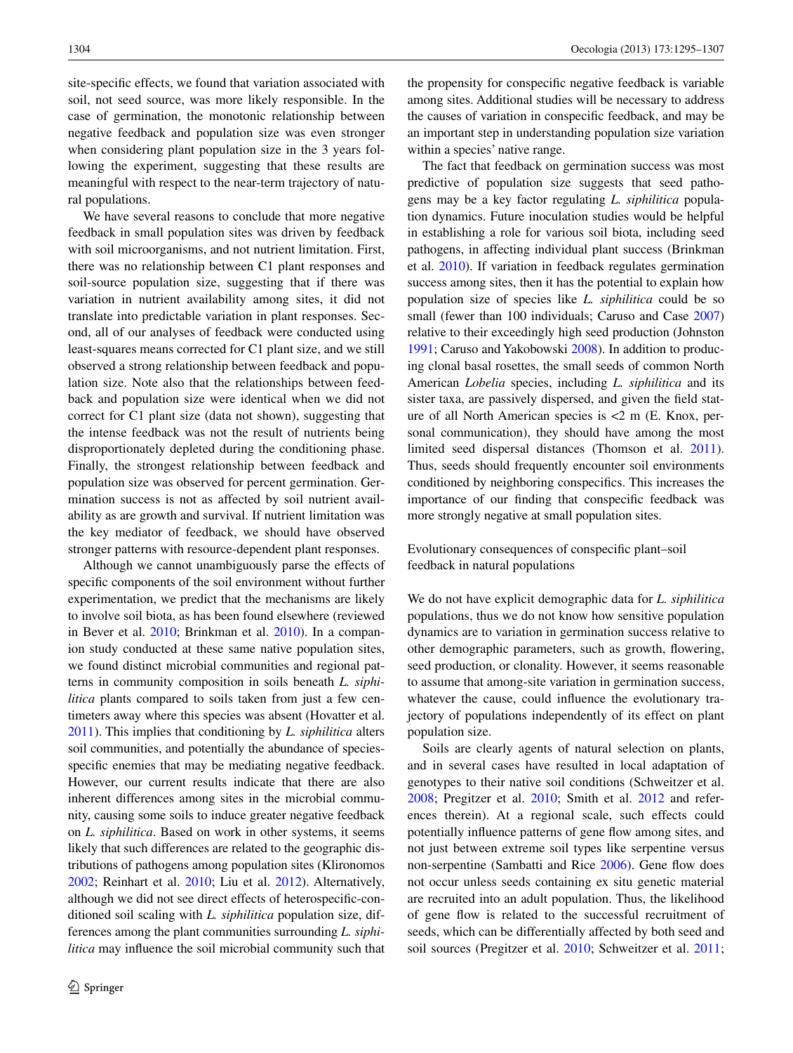site-specific effects, we found that variation associated with soil, not seed source, was more likely responsible. In the case of germination, the monotonic relationship between negative feedback and population size was even stronger when considering plant population size in the 3 years following the experiment, suggesting that these results are meaningful with respect to the near-term trajectory of natural populations.

We have several reasons to conclude that more negative feedback in small population sites was driven by feedback with soil microorganisms, and not nutrient limitation. First, there was no relationship between C1 plant responses and soil-source population size, suggesting that if there was variation in nutrient availability among sites, it did not translate into predictable variation in plant responses. Second, all of our analyses of feedback were conducted using least-squares means corrected for C1 plant size, and we still observed a strong relationship between feedback and population size. Note also that the relationships between feedback and population size were identical when we did not correct for C1 plant size (data not shown), suggesting that the intense feedback was not the result of nutrients being disproportionately depleted during the conditioning phase. Finally, the strongest relationship between feedback and population size was observed for percent germination. Germination success is not as affected by soil nutrient availability as are growth and survival. If nutrient limitation was the key mediator of feedback, we should have observed stronger patterns with resource-dependent plant responses.

Although we cannot unambiguously parse the effects of specific components of the soil environment without further experimentation, we predict that the mechanisms are likely to involve soil biota, as has been found elsewhere (reviewed in Bever et al. 2010; Brinkman et al. 2010). In a companion study conducted at these same native population sites, we found distinct microbial communities and regional patterns in community composition in soils beneath *L. siphilitica* plants compared to soils taken from just a few centimeters away where this species was absent (Hovatter et al. 2011). This implies that conditioning by *L. siphilitica* alters soil communities, and potentially the abundance of species-specific enemies that may be mediating negative feedback. However, our current results indicate that there are also inherent differences among sites in the microbial community, causing some soils to induce greater negative feedback on *L. siphilitica*. Based on work in other systems, it seems likely that such differences are related to the geographic distributions of pathogens among population sites (Klironomos 2002; Reinhart et al. 2010; Liu et al. 2012). Alternatively, although we did not see direct effects of heterospecific-conditioned soil scaling with *L. siphilitica* population size, differences among the plant communities surrounding *L. siphilitica* may influence the soil microbial community such that the propensity for conspecific negative feedback is variable among sites. Additional studies will be necessary to address the causes of variation in conspecific feedback, and may be an important step in understanding population size variation within a species' native range.

The fact that feedback on germination success was most predictive of population size suggests that seed pathogens may be a key factor regulating *L. siphilitica* population dynamics. Future inoculation studies would be helpful in establishing a role for various soil biota, including seed pathogens, in affecting individual plant success (Brinkman et al. 2010). If variation in feedback regulates germination success among sites, then it has the potential to explain how population size of species like *L. siphilitica* could be so small (fewer than 100 individuals; Caruso and Case 2007) relative to their exceedingly high seed production (Johnston 1991; Caruso and Yakobowski 2008). In addition to producing clonal basal rosettes, the small seeds of common North American *Lobelia* species, including *L. siphilitica* and its sister taxa, are passively dispersed, and given the field stature of all North American species is <2 m (E. Knox, personal communication), they should have among the most limited seed dispersal distances (Thomson et al. 2011). Thus, seeds should frequently encounter soil environments conditioned by neighboring conspecifics. This increases the importance of our finding that conspecific feedback was more strongly negative at small population sites.

## Evolutionary consequences of conspecific plant–soil feedback in natural populations

We do not have explicit demographic data for *L. siphilitica* populations, thus we do not know how sensitive population dynamics are to variation in germination success relative to other demographic parameters, such as growth, flowering, seed production, or clonality. However, it seems reasonable to assume that among-site variation in germination success, whatever the cause, could influence the evolutionary trajectory of populations independently of its effect on plant population size.

Soils are clearly agents of natural selection on plants, and in several cases have resulted in local adaptation of genotypes to their native soil conditions (Schweitzer et al. 2008; Pregitzer et al. 2010; Smith et al. 2012 and references therein). At a regional scale, such effects could potentially influence patterns of gene flow among sites, and not just between extreme soil types like serpentine versus non-serpentine (Sambatti and Rice 2006). Gene flow does not occur unless seeds containing ex situ genetic material are recruited into an adult population. Thus, the likelihood of gene flow is related to the successful recruitment of seeds, which can be differentially affected by both seed and soil sources (Pregitzer et al. 2010; Schweitzer et al. 2011;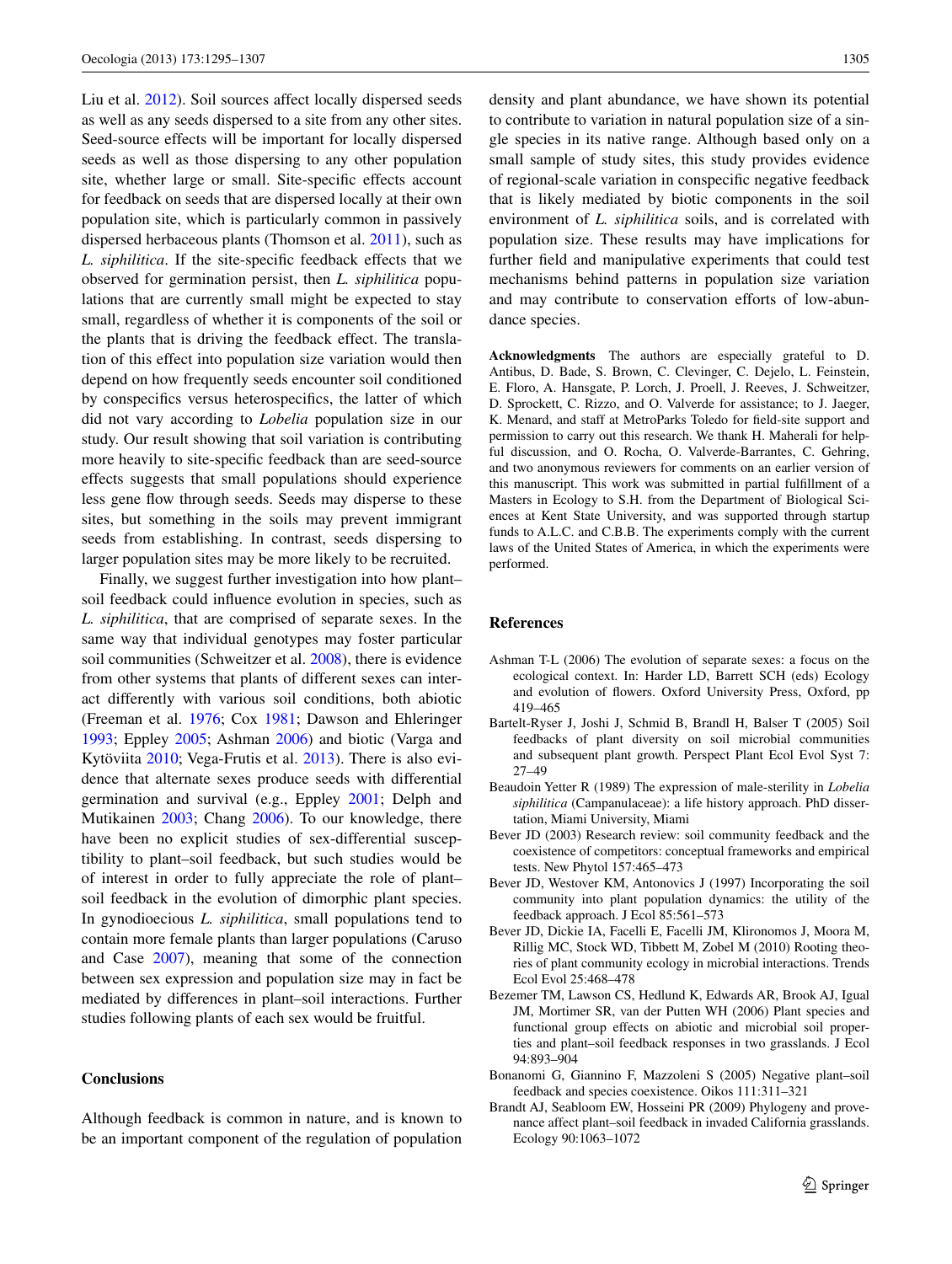Liu et al. 2012). Soil sources affect locally dispersed seeds as well as any seeds dispersed to a site from any other sites. Seed-source effects will be important for locally dispersed seeds as well as those dispersing to any other population site, whether large or small. Site-specific effects account for feedback on seeds that are dispersed locally at their own population site, which is particularly common in passively dispersed herbaceous plants (Thomson et al. 2011), such as *L. siphilitica*. If the site-specific feedback effects that we observed for germination persist, then *L. siphilitica* populations that are currently small might be expected to stay small, regardless of whether it is components of the soil or the plants that is driving the feedback effect. The translation of this effect into population size variation would then depend on how frequently seeds encounter soil conditioned by conspecifics versus heterospecifics, the latter of which did not vary according to *Lobelia* population size in our study. Our result showing that soil variation is contributing more heavily to site-specific feedback than are seed-source effects suggests that small populations should experience less gene flow through seeds. Seeds may disperse to these sites, but something in the soils may prevent immigrant seeds from establishing. In contrast, seeds dispersing to larger population sites may be more likely to be recruited.

Finally, we suggest further investigation into how plant–soil feedback could influence evolution in species, such as *L. siphilitica*, that are comprised of separate sexes. In the same way that individual genotypes may foster particular soil communities (Schweitzer et al. 2008), there is evidence from other systems that plants of different sexes can interact differently with various soil conditions, both abiotic (Freeman et al. 1976; Cox 1981; Dawson and Ehleringer 1993; Eppley 2005; Ashman 2006) and biotic (Varga and Kytöviita 2010; Vega-Frutis et al. 2013). There is also evidence that alternate sexes produce seeds with differential germination and survival (e.g., Eppley 2001; Delph and Mutikainen 2003; Chang 2006). To our knowledge, there have been no explicit studies of sex-differential susceptibility to plant–soil feedback, but such studies would be of interest in order to fully appreciate the role of plant–soil feedback in the evolution of dimorphic plant species. In gynodioecious *L. siphilitica*, small populations tend to contain more female plants than larger populations (Caruso and Case 2007), meaning that some of the connection between sex expression and population size may in fact be mediated by differences in plant–soil interactions. Further studies following plants of each sex would be fruitful.

## Conclusions

Although feedback is common in nature, and is known to be an important component of the regulation of population density and plant abundance, we have shown its potential to contribute to variation in natural population size of a single species in its native range. Although based only on a small sample of study sites, this study provides evidence of regional-scale variation in conspecific negative feedback that is likely mediated by biotic components in the soil environment of *L. siphilitica* soils, and is correlated with population size. These results may have implications for further field and manipulative experiments that could test mechanisms behind patterns in population size variation and may contribute to conservation efforts of low-abundance species.

**Acknowledgments** The authors are especially grateful to D. Antibus, D. Bade, S. Brown, C. Clevinger, C. Dejelo, L. Feinstein, E. Floro, A. Hansgate, P. Lorch, J. Proell, J. Reeves, J. Schweitzer, D. Sprockett, C. Rizzo, and O. Valverde for assistance; to J. Jaeger, K. Menard, and staff at MetroParks Toledo for field-site support and permission to carry out this research. We thank H. Maherali for helpful discussion, and O. Rocha, O. Valverde-Barrantes, C. Gehring, and two anonymous reviewers for comments on an earlier version of this manuscript. This work was submitted in partial fulfillment of a Masters in Ecology to S.H. from the Department of Biological Sciences at Kent State University, and was supported through startup funds to A.L.C. and C.B.B. The experiments comply with the current laws of the United States of America, in which the experiments were performed.

## References

Ashman T-L (2006) The evolution of separate sexes: a focus on the ecological context. In: Harder LD, Barrett SCH (eds) Ecology and evolution of flowers. Oxford University Press, Oxford, pp 419–465

Bartelt-Ryser J, Joshi J, Schmid B, Brandl H, Balser T (2005) Soil feedbacks of plant diversity on soil microbial communities and subsequent plant growth. Perspect Plant Ecol Evol Syst 7: 27–49

Beaudoin Yetter R (1989) The expression of male-sterility in *Lobelia siphilitica* (Campanulaceae): a life history approach. PhD dissertation, Miami University, Miami

Bever JD (2003) Research review: soil community feedback and the coexistence of competitors: conceptual frameworks and empirical tests. New Phytol 157:465–473

Bever JD, Westover KM, Antonovics J (1997) Incorporating the soil community into plant population dynamics: the utility of the feedback approach. J Ecol 85:561–573

Bever JD, Dickie IA, Facelli E, Facelli JM, Klironomos J, Moora M, Rillig MC, Stock WD, Tibbett M, Zobel M (2010) Rooting theories of plant community ecology in microbial interactions. Trends Ecol Evol 25:468–478

Bezemer TM, Lawson CS, Hedlund K, Edwards AR, Brook AJ, Igual JM, Mortimer SR, van der Putten WH (2006) Plant species and functional group effects on abiotic and microbial soil properties and plant–soil feedback responses in two grasslands. J Ecol 94:893–904

Bonanomi G, Giannino F, Mazzoleni S (2005) Negative plant–soil feedback and species coexistence. Oikos 111:311–321

Brandt AJ, Seabloom EW, Hosseini PR (2009) Phylogeny and provenance affect plant–soil feedback in invaded California grasslands. Ecology 90:1063–1072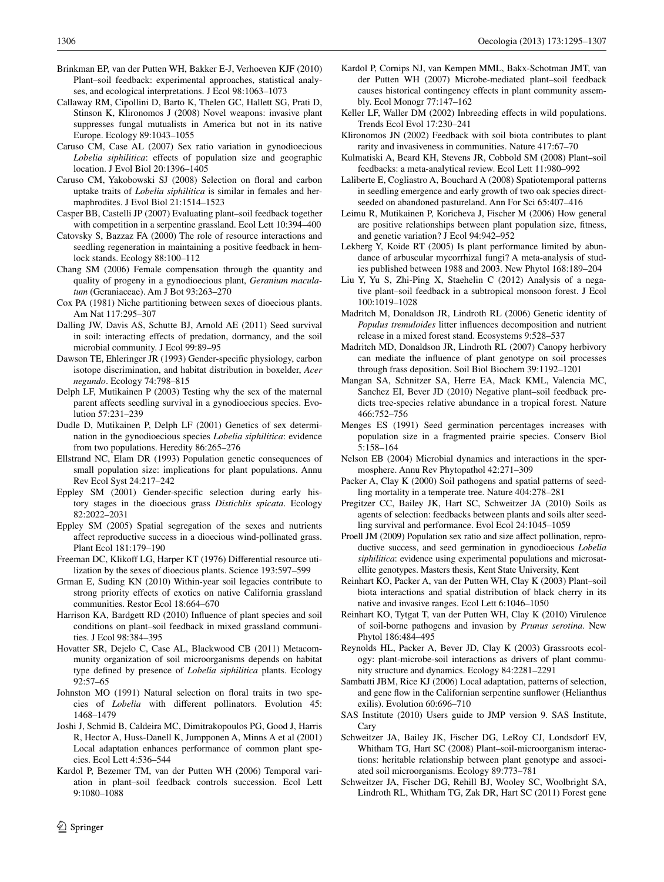Brinkman EP, van der Putten WH, Bakker E-J, Verhoeven KJF (2010) Plant–soil feedback: experimental approaches, statistical analyses, and ecological interpretations. J Ecol 98:1063–1073

Callaway RM, Cipollini D, Barto K, Thelen GC, Hallett SG, Prati D, Stinson K, Klironomos J (2008) Novel weapons: invasive plant suppresses fungal mutualists in America but not in its native Europe. Ecology 89:1043–1055

Caruso CM, Case AL (2007) Sex ratio variation in gynodioecious *Lobelia siphilitica*: effects of population size and geographic location. J Evol Biol 20:1396–1405

Caruso CM, Yakobowski SJ (2008) Selection on floral and carbon uptake traits of *Lobelia siphilitica* is similar in females and hermaphrodites. J Evol Biol 21:1514–1523

Casper BB, Castelli JP (2007) Evaluating plant–soil feedback together with competition in a serpentine grassland. Ecol Lett 10:394–400

Catovsky S, Bazzaz FA (2000) The role of resource interactions and seedling regeneration in maintaining a positive feedback in hemlock stands. Ecology 88:100–112

Chang SM (2006) Female compensation through the quantity and quality of progeny in a gynodioecious plant, *Geranium maculatum* (Geraniaceae). Am J Bot 93:263–270

Cox PA (1981) Niche partitioning between sexes of dioecious plants. Am Nat 117:295–307

Dalling JW, Davis AS, Schutte BJ, Arnold AE (2011) Seed survival in soil: interacting effects of predation, dormancy, and the soil microbial community. J Ecol 99:89–95

Dawson TE, Ehleringer JR (1993) Gender-specific physiology, carbon isotope discrimination, and habitat distribution in boxelder, *Acer negundo*. Ecology 74:798–815

Delph LF, Mutikainen P (2003) Testing why the sex of the maternal parent affects seedling survival in a gynodioecious species. Evolution 57:231–239

Dudle D, Mutikainen P, Delph LF (2001) Genetics of sex determination in the gynodioecious species *Lobelia siphilitica*: evidence from two populations. Heredity 86:265–276

Ellstrand NC, Elam DR (1993) Population genetic consequences of small population size: implications for plant populations. Annu Rev Ecol Syst 24:217–242

Eppley SM (2001) Gender-specific selection during early history stages in the dioecious grass *Distichlis spicata*. Ecology 82:2022–2031

Eppley SM (2005) Spatial segregation of the sexes and nutrients affect reproductive success in a dioecious wind-pollinated grass. Plant Ecol 181:179–190

Freeman DC, Klikoff LG, Harper KT (1976) Differential resource utilization by the sexes of dioecious plants. Science 193:597–599

Grman E, Suding KN (2010) Within-year soil legacies contribute to strong priority effects of exotics on native California grassland communities. Restor Ecol 18:664–670

Harrison KA, Bardgett RD (2010) Influence of plant species and soil conditions on plant–soil feedback in mixed grassland communities. J Ecol 98:384–395

Hovatter SR, Dejelo C, Case AL, Blackwood CB (2011) Metacommunity organization of soil microorganisms depends on habitat type defined by presence of *Lobelia siphilitica* plants. Ecology 92:57–65

Johnston MO (1991) Natural selection on floral traits in two species of *Lobelia* with different pollinators. Evolution 45: 1468–1479

Joshi J, Schmid B, Caldeira MC, Dimitrakopoulos PG, Good J, Harris R, Hector A, Huss-Danell K, Jumpponen A, Minns A et al (2001) Local adaptation enhances performance of common plant species. Ecol Lett 4:536–544

Kardol P, Bezemer TM, van der Putten WH (2006) Temporal variation in plant–soil feedback controls succession. Ecol Lett 9:1080–1088

Kardol P, Cornips NJ, van Kempen MML, Bakx-Schotman JMT, van der Putten WH (2007) Microbe-mediated plant–soil feedback causes historical contingency effects in plant community assembly. Ecol Monogr 77:147–162

Keller LF, Waller DM (2002) Inbreeding effects in wild populations. Trends Ecol Evol 17:230–241

Klironomos JN (2002) Feedback with soil biota contributes to plant rarity and invasiveness in communities. Nature 417:67–70

Kulmatiski A, Beard KH, Stevens JR, Cobbold SM (2008) Plant–soil feedbacks: a meta-analytical review. Ecol Lett 11:980–992

Laliberte E, Cogliastro A, Bouchard A (2008) Spatiotemporal patterns in seedling emergence and early growth of two oak species direct-seeded on abandoned pastureland. Ann For Sci 65:407–416

Leimu R, Mutikainen P, Koricheva J, Fischer M (2006) How general are positive relationships between plant population size, fitness, and genetic variation? J Ecol 94:942–952

Lekberg Y, Koide RT (2005) Is plant performance limited by abundance of arbuscular mycorrhizal fungi? A meta-analysis of studies published between 1988 and 2003. New Phytol 168:189–204

Liu Y, Yu S, Zhi-Ping X, Staehelin C (2012) Analysis of a negative plant–soil feedback in a subtropical monsoon forest. J Ecol 100:1019–1028

Madritch M, Donaldson JR, Lindroth RL (2006) Genetic identity of *Populus tremuloides* litter influences decomposition and nutrient release in a mixed forest stand. Ecosystems 9:528–537

Madritch MD, Donaldson JR, Lindroth RL (2007) Canopy herbivory can mediate the influence of plant genotype on soil processes through frass deposition. Soil Biol Biochem 39:1192–1201

Mangan SA, Schnitzer SA, Herre EA, Mack KML, Valencia MC, Sanchez EI, Bever JD (2010) Negative plant–soil feedback predicts tree-species relative abundance in a tropical forest. Nature 466:752–756

Menges ES (1991) Seed germination percentages increases with population size in a fragmented prairie species. Conserv Biol 5:158–164

Nelson EB (2004) Microbial dynamics and interactions in the spermosphere. Annu Rev Phytopathol 42:271–309

Packer A, Clay K (2000) Soil pathogens and spatial patterns of seedling mortality in a temperate tree. Nature 404:278–281

Pregitzer CC, Bailey JK, Hart SC, Schweitzer JA (2010) Soils as agents of selection: feedbacks between plants and soils alter seedling survival and performance. Evol Ecol 24:1045–1059

Proell JM (2009) Population sex ratio and size affect pollination, reproductive success, and seed germination in gynodioecious *Lobelia siphilitica*: evidence using experimental populations and microsatellite genotypes. Masters thesis, Kent State University, Kent

Reinhart KO, Packer A, van der Putten WH, Clay K (2003) Plant–soil biota interactions and spatial distribution of black cherry in its native and invasive ranges. Ecol Lett 6:1046–1050

Reinhart KO, Tytgat T, van der Putten WH, Clay K (2010) Virulence of soil-borne pathogens and invasion by *Prunus serotina*. New Phytol 186:484–495

Reynolds HL, Packer A, Bever JD, Clay K (2003) Grassroots ecology: plant-microbe-soil interactions as drivers of plant community structure and dynamics. Ecology 84:2281–2291

Sambatti JBM, Rice KJ (2006) Local adaptation, patterns of selection, and gene flow in the Californian serpentine sunflower (Helianthus exilis). Evolution 60:696–710

SAS Institute (2010) Users guide to JMP version 9. SAS Institute, Cary

Schweitzer JA, Bailey JK, Fischer DG, LeRoy CJ, Lonsdorf EV, Whitham TG, Hart SC (2008) Plant–soil-microorganism interactions: heritable relationship between plant genotype and associated soil microorganisms. Ecology 89:773–781

Schweitzer JA, Fischer DG, Rehill BJ, Wooley SC, Woolbright SA, Lindroth RL, Whitham TG, Zak DR, Hart SC (2011) Forest gene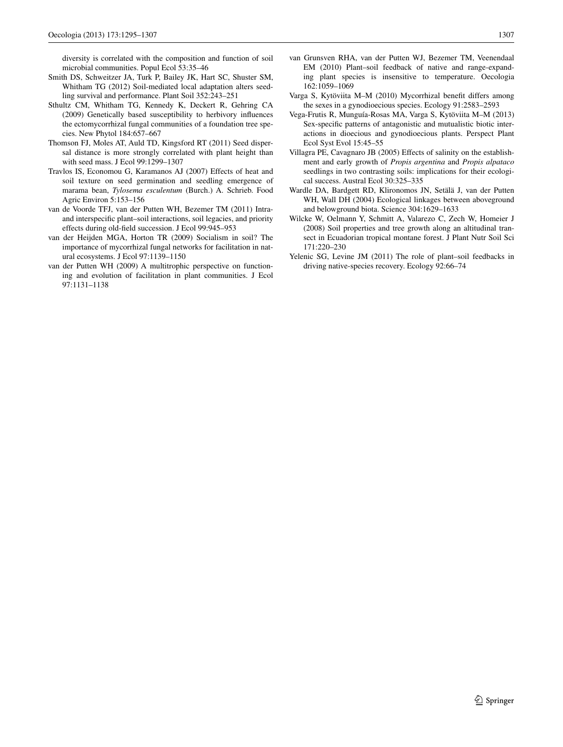diversity is correlated with the composition and function of soil microbial communities. Popul Ecol 53:35–46

Smith DS, Schweitzer JA, Turk P, Bailey JK, Hart SC, Shuster SM, Whitham TG (2012) Soil-mediated local adaptation alters seedling survival and performance. Plant Soil 352:243–251

Sthultz CM, Whitham TG, Kennedy K, Deckert R, Gehring CA (2009) Genetically based susceptibility to herbivory influences the ectomycorrhizal fungal communities of a foundation tree species. New Phytol 184:657–667

Thomson FJ, Moles AT, Auld TD, Kingsford RT (2011) Seed dispersal distance is more strongly correlated with plant height than with seed mass. J Ecol 99:1299–1307

Travlos IS, Economou G, Karamanos AJ (2007) Effects of heat and soil texture on seed germination and seedling emergence of marama bean, *Tylosema esculentum* (Burch.) A. Schrieb. Food Agric Environ 5:153–156

van de Voorde TFJ, van der Putten WH, Bezemer TM (2011) Intra- and interspecific plant–soil interactions, soil legacies, and priority effects during old-field succession. J Ecol 99:945–953

van der Heijden MGA, Horton TR (2009) Socialism in soil? The importance of mycorrhizal fungal networks for facilitation in natural ecosystems. J Ecol 97:1139–1150

van der Putten WH (2009) A multitrophic perspective on functioning and evolution of facilitation in plant communities. J Ecol 97:1131–1138

van Grunsven RHA, van der Putten WJ, Bezemer TM, Veenendaal EM (2010) Plant–soil feedback of native and range-expanding plant species is insensitive to temperature. Oecologia 162:1059–1069

Varga S, Kytöviita M–M (2010) Mycorrhizal benefit differs among the sexes in a gynodioecious species. Ecology 91:2583–2593

Vega-Frutis R, Munguía-Rosas MA, Varga S, Kytöviita M–M (2013) Sex-specific patterns of antagonistic and mutualistic biotic interactions in dioecious and gynodioecious plants. Perspect Plant Ecol Syst Evol 15:45–55

Villagra PE, Cavagnaro JB (2005) Effects of salinity on the establishment and early growth of *Propis argentina* and *Propis alpataco* seedlings in two contrasting soils: implications for their ecological success. Austral Ecol 30:325–335

Wardle DA, Bardgett RD, Klironomos JN, Setälä J, van der Putten WH, Wall DH (2004) Ecological linkages between aboveground and belowground biota. Science 304:1629–1633

Wilcke W, Oelmann Y, Schmitt A, Valarezo C, Zech W, Homeier J (2008) Soil properties and tree growth along an altitudinal transect in Ecuadorian tropical montane forest. J Plant Nutr Soil Sci 171:220–230

Yelenic SG, Levine JM (2011) The role of plant–soil feedbacks in driving native-species recovery. Ecology 92:66–74